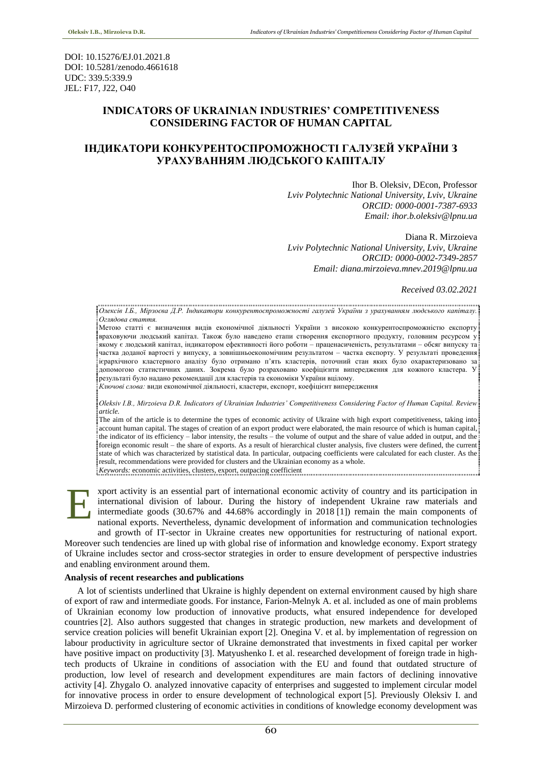DOI: 10.15276/EJ.01.2021.8
DOI: 10.5281/zenodo.4661618
UDC: 339.5:339.9
JEL: F17, J22, O40

# INDICATORS OF UKRAINIAN INDUSTRIES' COMPETITIVENESS CONSIDERING FACTOR OF HUMAN CAPITAL

# ІНДИКАТОРИ КОНКУРЕНТОСПРОМОЖНОСТІ ГАЛУЗЕЙ УКРАЇНИ З УРАХУВАННЯМ ЛЮДСЬКОГО КАПІТАЛУ

Ihor B. Oleksiv, DEcon, Professor
*Lviv Polytechnic National University, Lviv, Ukraine*
*ORCID: 0000-0001-7387-6933*
*Email: ihor.b.oleksiv@lpnu.ua*

Diana R. Mirzoieva
*Lviv Polytechnic National University, Lviv, Ukraine*
*ORCID: 0000-0002-7349-2857*
*Email: diana.mirzoieva.mnev.2019@lpnu.ua*

*Received 03.02.2021*

*Олексів І.Б., Мірзоєва Д.Р. Індикатори конкурентоспроможності галузей України з урахуванням людського капіталу. Оглядова стаття.*

Метою статті є визначення видів економічної діяльності України з високою конкурентоспроможністю експорту враховуючи людський капітал. Також було наведено етапи створення експортного продукту, головним ресурсом у якому є людський капітал, індикатором ефективності його роботи – працеємність, результатами – обсяг випуску та частка доданої вартості у випуску, а зовнішньоекономічним результатом – частка експорту. У результаті проведення ієрархічного кластерного аналізу було отримано п'ять кластерів, поточний стан яких було охарактеризовано за допомогою статистичних даних. Зокрема було розраховано коефіцієнти випередження для кожного кластера. У результаті було надано рекомендації для кластерів та економіки України вцілому.

*Ключові слова:* види економічної діяльності, кластери, експорт, коефіцієнт випередження

*Oleksiv I.B., Mirzoieva D.R. Indicators of Ukrainian Industries' Competitiveness Considering Factor of Human Capital. Review article.*

The aim of the article is to determine the types of economic activity of Ukraine with high export competitiveness, taking into account human capital. The stages of creation of an export product were elaborated, the main resource of which is human capital, the indicator of its efficiency – labor intensity, the results – the volume of output and the share of value added in output, and the foreign economic result – the share of exports. As a result of hierarchical cluster analysis, five clusters were defined, the current state of which was characterized by statistical data. In particular, outpacing coefficients were calculated for each cluster. As the result, recommendations were provided for clusters and the Ukrainian economy as a whole.

*Keywords:* economic activities, clusters, export, outpacing coefficient

Export activity is an essential part of international economic activity of country and its participation in international division of labour. During the history of independent Ukraine raw materials and intermediate goods (30.67% and 44.68% accordingly in 2018 [1]) remain the main components of national exports. Nevertheless, dynamic development of information and communication technologies and growth of IT-sector in Ukraine creates new opportunities for restructuring of national export. Moreover such tendencies are lined up with global rise of information and knowledge economy. Export strategy of Ukraine includes sector and cross-sector strategies in order to ensure development of perspective industries and enabling environment around them.

**Analysis of recent researches and publications**

A lot of scientists underlined that Ukraine is highly dependent on external environment caused by high share of export of raw and intermediate goods. For instance, Farion-Melnyk A. et al. included as one of main problems of Ukrainian economy low production of innovative products, what ensured independence for developed countries [2]. Also authors suggested that changes in strategic production, new markets and development of service creation policies will benefit Ukrainian export [2]. Onegina V. et al. by implementation of regression on labour productivity in agriculture sector of Ukraine demonstrated that investments in fixed capital per worker have positive impact on productivity [3]. Matyushenko I. et al. researched development of foreign trade in high-tech products of Ukraine in conditions of association with the EU and found that outdated structure of production, low level of research and development expenditures are main factors of declining innovative activity [4]. Zhygalo O. analyzed innovative capacity of enterprises and suggested to implement circular model for innovative process in order to ensure development of technological export [5]. Previously Oleksiv I. and Mirzoieva D. performed clustering of economic activities in conditions of knowledge economy development was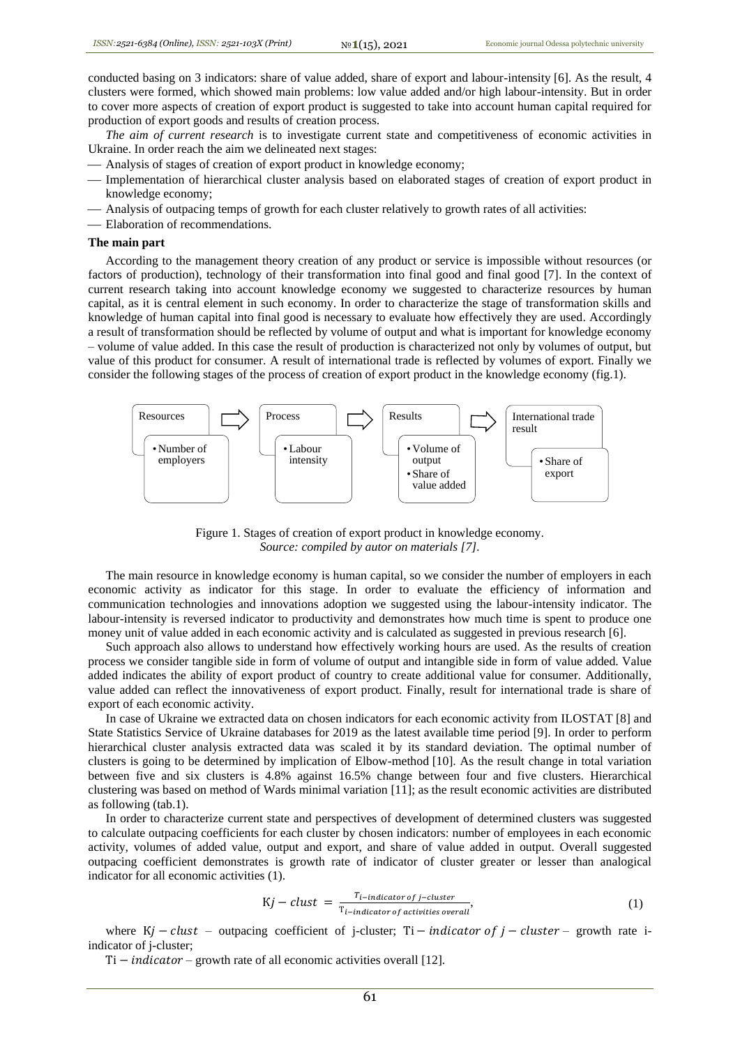conducted basing on 3 indicators: share of value added, share of export and labour-intensity [6]. As the result, 4 clusters were formed, which showed main problems: low value added and/or high labour-intensity. But in order to cover more aspects of creation of export product is suggested to take into account human capital required for production of export goods and results of creation process.

*The aim of current research* is to investigate current state and competitiveness of economic activities in Ukraine. In order reach the aim we delineated next stages:

- Analysis of stages of creation of export product in knowledge economy;
- Implementation of hierarchical cluster analysis based on elaborated stages of creation of export product in knowledge economy;
- Analysis of outpacing temps of growth for each cluster relatively to growth rates of all activities:
- Elaboration of recommendations.

**The main part**

According to the management theory creation of any product or service is impossible without resources (or factors of production), technology of their transformation into final good and final good [7]. In the context of current research taking into account knowledge economy we suggested to characterize resources by human capital, as it is central element in such economy. In order to characterize the stage of transformation skills and knowledge of human capital into final good is necessary to evaluate how effectively they are used. Accordingly a result of transformation should be reflected by volume of output and what is important for knowledge economy – volume of value added. In this case the result of production is characterized not only by volumes of output, but value of this product for consumer. A result of international trade is reflected by volumes of export. Finally we consider the following stages of the process of creation of export product in the knowledge economy (fig.1).

Resources
- Number of employers

Process
- Labour intensity

Results
- Volume of output
- Share of value added

International trade result
- Share of export

Figure 1. Stages of creation of export product in knowledge economy.
*Source: compiled by autor on materials [7].*

The main resource in knowledge economy is human capital, so we consider the number of employers in each economic activity as indicator for this stage. In order to evaluate the efficiency of information and communication technologies and innovations adoption we suggested using the labour-intensity indicator. The labour-intensity is reversed indicator to productivity and demonstrates how much time is spent to produce one money unit of value added in each economic activity and is calculated as suggested in previous research [6].

Such approach also allows to understand how effectively working hours are used. As the results of creation process we consider tangible side in form of volume of output and intangible side in form of value added. Value added indicates the ability of export product of country to create additional value for consumer. Additionally, value added can reflect the innovativeness of export product. Finally, result for international trade is share of export of each economic activity.

In case of Ukraine we extracted data on chosen indicators for each economic activity from ILOSTAT [8] and State Statistics Service of Ukraine databases for 2019 as the latest available time period [9]. In order to perform hierarchical cluster analysis extracted data was scaled it by its standard deviation. The optimal number of clusters is going to be determined by implication of Elbow-method [10]. As the result change in total variation between five and six clusters is 4.8% against 16.5% change between four and five clusters. Hierarchical clustering was based on method of Wards minimal variation [11]; as the result economic activities are distributed as following (tab.1).

In order to characterize current state and perspectives of development of determined clusters was suggested to calculate outpacing coefficients for each cluster by chosen indicators: number of employees in each economic activity, volumes of added value, output and export, and share of value added in output. Overall suggested outpacing coefficient demonstrates is growth rate of indicator of cluster greater or lesser than analogical indicator for all economic activities (1).

$$Kj - clust = \frac{T_{i-indicator\ of\ j-cluster}}{T_{i-indicator\ of\ activities\ overall}}, \tag{1}$$

where $Kj - clust$ – outpacing coefficient of j-cluster; $Ti - indicator\ of\ j - cluster$ – growth rate i-indicator of j-cluster;

$Ti - indicator$ – growth rate of all economic activities overall [12].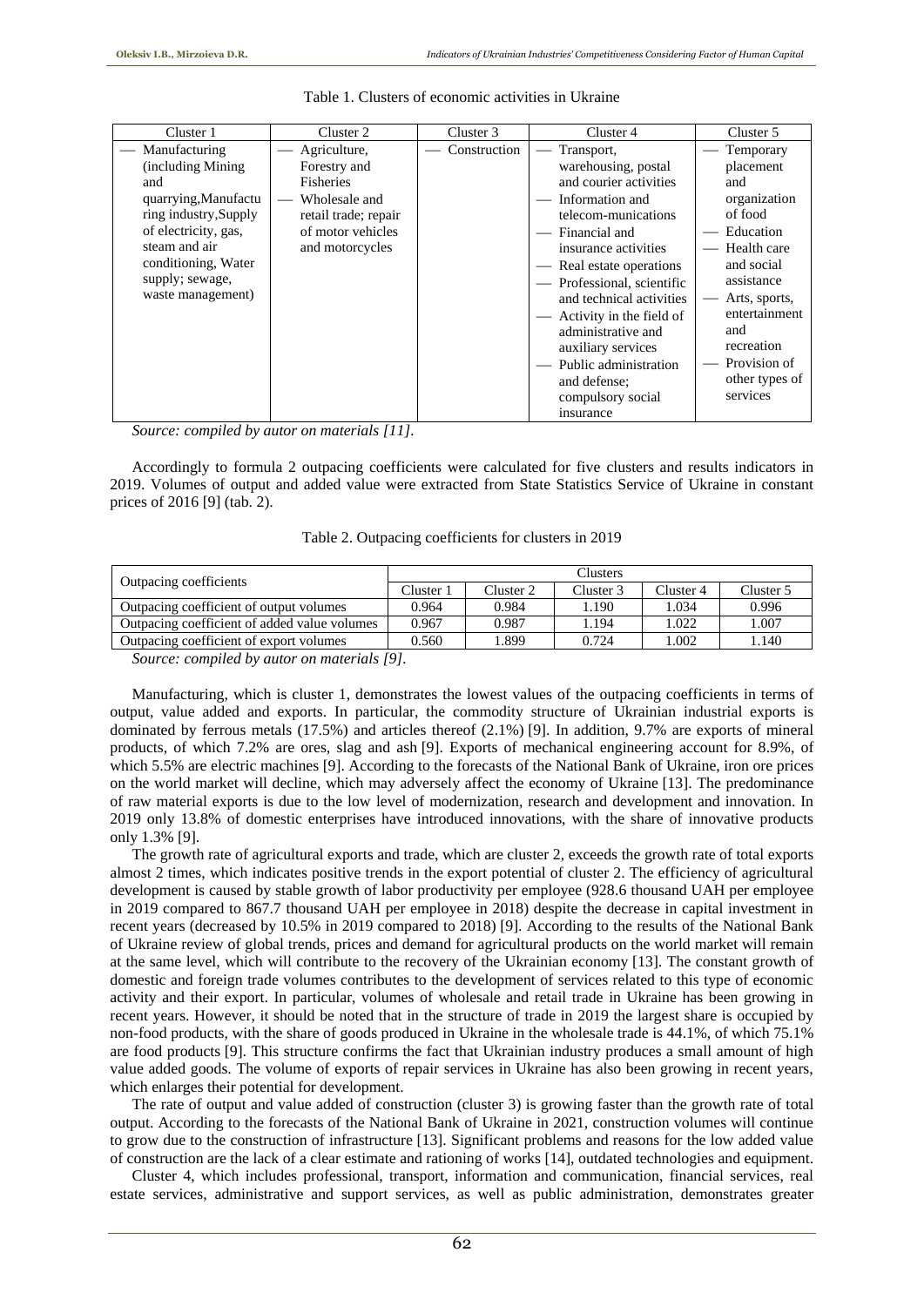Table 1. Clusters of economic activities in Ukraine

| Cluster 1 | Cluster 2 | Cluster 3 | Cluster 4 | Cluster 5 |
|---|---|---|---|---|
| — Manufacturing (including Mining and quarrying,Manufacturing industry,Supply of electricity, gas, steam and air conditioning, Water supply; sewage, waste management) | — Agriculture, Forestry and Fisheries<br>— Wholesale and retail trade; repair of motor vehicles and motorcycles | — Construction | — Transport, warehousing, postal and courier activities<br>— Information and telecom-munications<br>— Financial and insurance activities<br>— Real estate operations<br>— Professional, scientific and technical activities<br>— Activity in the field of administrative and auxiliary services<br>— Public administration and defense; compulsory social insurance | — Temporary placement and organization of food<br>— Education<br>— Health care and social assistance<br>— Arts, sports, entertainment and recreation<br>— Provision of other types of services |

*Source: compiled by autor on materials [11].*

Accordingly to formula 2 outpacing coefficients were calculated for five clusters and results indicators in 2019. Volumes of output and added value were extracted from State Statistics Service of Ukraine in constant prices of 2016 [9] (tab. 2).

Table 2. Outpacing coefficients for clusters in 2019

| Outpacing coefficients | Clusters | | | | |
|---|---|---|---|---|---|
| | Cluster 1 | Cluster 2 | Cluster 3 | Cluster 4 | Cluster 5 |
| Outpacing coefficient of output volumes | 0.964 | 0.984 | 1.190 | 1.034 | 0.996 |
| Outpacing coefficient of added value volumes | 0.967 | 0.987 | 1.194 | 1.022 | 1.007 |
| Outpacing coefficient of export volumes | 0.560 | 1.899 | 0.724 | 1.002 | 1.140 |

*Source: compiled by autor on materials [9].*

Manufacturing, which is cluster 1, demonstrates the lowest values of the outpacing coefficients in terms of output, value added and exports. In particular, the commodity structure of Ukrainian industrial exports is dominated by ferrous metals (17.5%) and articles thereof (2.1%) [9]. In addition, 9.7% are exports of mineral products, of which 7.2% are ores, slag and ash [9]. Exports of mechanical engineering account for 8.9%, of which 5.5% are electric machines [9]. According to the forecasts of the National Bank of Ukraine, iron ore prices on the world market will decline, which may adversely affect the economy of Ukraine [13]. The predominance of raw material exports is due to the low level of modernization, research and development and innovation. In 2019 only 13.8% of domestic enterprises have introduced innovations, with the share of innovative products only 1.3% [9].

The growth rate of agricultural exports and trade, which are cluster 2, exceeds the growth rate of total exports almost 2 times, which indicates positive trends in the export potential of cluster 2. The efficiency of agricultural development is caused by stable growth of labor productivity per employee (928.6 thousand UAH per employee in 2019 compared to 867.7 thousand UAH per employee in 2018) despite the decrease in capital investment in recent years (decreased by 10.5% in 2019 compared to 2018) [9]. According to the results of the National Bank of Ukraine review of global trends, prices and demand for agricultural products on the world market will remain at the same level, which will contribute to the recovery of the Ukrainian economy [13]. The constant growth of domestic and foreign trade volumes contributes to the development of services related to this type of economic activity and their export. In particular, volumes of wholesale and retail trade in Ukraine has been growing in recent years. However, it should be noted that in the structure of trade in 2019 the largest share is occupied by non-food products, with the share of goods produced in Ukraine in the wholesale trade is 44.1%, of which 75.1% are food products [9]. This structure confirms the fact that Ukrainian industry produces a small amount of high value added goods. The volume of exports of repair services in Ukraine has also been growing in recent years, which enlarges their potential for development.

The rate of output and value added of construction (cluster 3) is growing faster than the growth rate of total output. According to the forecasts of the National Bank of Ukraine in 2021, construction volumes will continue to grow due to the construction of infrastructure [13]. Significant problems and reasons for the low added value of construction are the lack of a clear estimate and rationing of works [14], outdated technologies and equipment.

Cluster 4, which includes professional, transport, information and communication, financial services, real estate services, administrative and support services, as well as public administration, demonstrates greater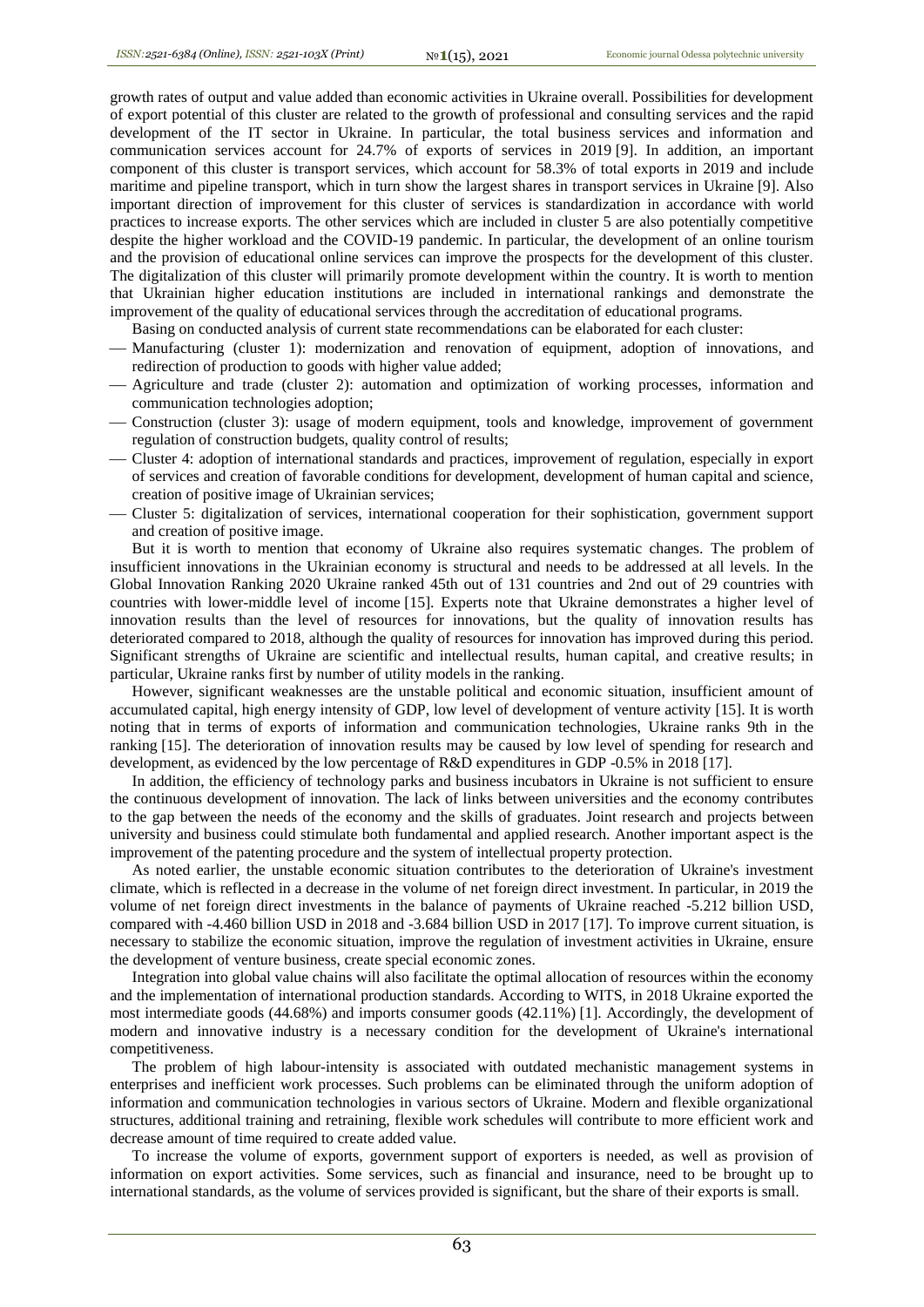growth rates of output and value added than economic activities in Ukraine overall. Possibilities for development of export potential of this cluster are related to the growth of professional and consulting services and the rapid development of the IT sector in Ukraine. In particular, the total business services and information and communication services account for 24.7% of exports of services in 2019 [9]. In addition, an important component of this cluster is transport services, which account for 58.3% of total exports in 2019 and include maritime and pipeline transport, which in turn show the largest shares in transport services in Ukraine [9]. Also important direction of improvement for this cluster of services is standardization in accordance with world practices to increase exports. The other services which are included in cluster 5 are also potentially competitive despite the higher workload and the COVID-19 pandemic. In particular, the development of an online tourism and the provision of educational online services can improve the prospects for the development of this cluster. The digitalization of this cluster will primarily promote development within the country. It is worth to mention that Ukrainian higher education institutions are included in international rankings and demonstrate the improvement of the quality of educational services through the accreditation of educational programs.

Basing on conducted analysis of current state recommendations can be elaborated for each cluster:

- Manufacturing (cluster 1): modernization and renovation of equipment, adoption of innovations, and redirection of production to goods with higher value added;
- Agriculture and trade (cluster 2): automation and optimization of working processes, information and communication technologies adoption;
- Construction (cluster 3): usage of modern equipment, tools and knowledge, improvement of government regulation of construction budgets, quality control of results;
- Cluster 4: adoption of international standards and practices, improvement of regulation, especially in export of services and creation of favorable conditions for development, development of human capital and science, creation of positive image of Ukrainian services;
- Cluster 5: digitalization of services, international cooperation for their sophistication, government support and creation of positive image.

But it is worth to mention that economy of Ukraine also requires systematic changes. The problem of insufficient innovations in the Ukrainian economy is structural and needs to be addressed at all levels. In the Global Innovation Ranking 2020 Ukraine ranked 45th out of 131 countries and 2nd out of 29 countries with countries with lower-middle level of income [15]. Experts note that Ukraine demonstrates a higher level of innovation results than the level of resources for innovations, but the quality of innovation results has deteriorated compared to 2018, although the quality of resources for innovation has improved during this period. Significant strengths of Ukraine are scientific and intellectual results, human capital, and creative results; in particular, Ukraine ranks first by number of utility models in the ranking.

However, significant weaknesses are the unstable political and economic situation, insufficient amount of accumulated capital, high energy intensity of GDP, low level of development of venture activity [15]. It is worth noting that in terms of exports of information and communication technologies, Ukraine ranks 9th in the ranking [15]. The deterioration of innovation results may be caused by low level of spending for research and development, as evidenced by the low percentage of R&D expenditures in GDP -0.5% in 2018 [17].

In addition, the efficiency of technology parks and business incubators in Ukraine is not sufficient to ensure the continuous development of innovation. The lack of links between universities and the economy contributes to the gap between the needs of the economy and the skills of graduates. Joint research and projects between university and business could stimulate both fundamental and applied research. Another important aspect is the improvement of the patenting procedure and the system of intellectual property protection.

As noted earlier, the unstable economic situation contributes to the deterioration of Ukraine's investment climate, which is reflected in a decrease in the volume of net foreign direct investment. In particular, in 2019 the volume of net foreign direct investments in the balance of payments of Ukraine reached -5.212 billion USD, compared with -4.460 billion USD in 2018 and -3.684 billion USD in 2017 [17]. To improve current situation, is necessary to stabilize the economic situation, improve the regulation of investment activities in Ukraine, ensure the development of venture business, create special economic zones.

Integration into global value chains will also facilitate the optimal allocation of resources within the economy and the implementation of international production standards. According to WITS, in 2018 Ukraine exported the most intermediate goods (44.68%) and imports consumer goods (42.11%) [1]. Accordingly, the development of modern and innovative industry is a necessary condition for the development of Ukraine's international competitiveness.

The problem of high labour-intensity is associated with outdated mechanistic management systems in enterprises and inefficient work processes. Such problems can be eliminated through the uniform adoption of information and communication technologies in various sectors of Ukraine. Modern and flexible organizational structures, additional training and retraining, flexible work schedules will contribute to more efficient work and decrease amount of time required to create added value.

To increase the volume of exports, government support of exporters is needed, as well as provision of information on export activities. Some services, such as financial and insurance, need to be brought up to international standards, as the volume of services provided is significant, but the share of their exports is small.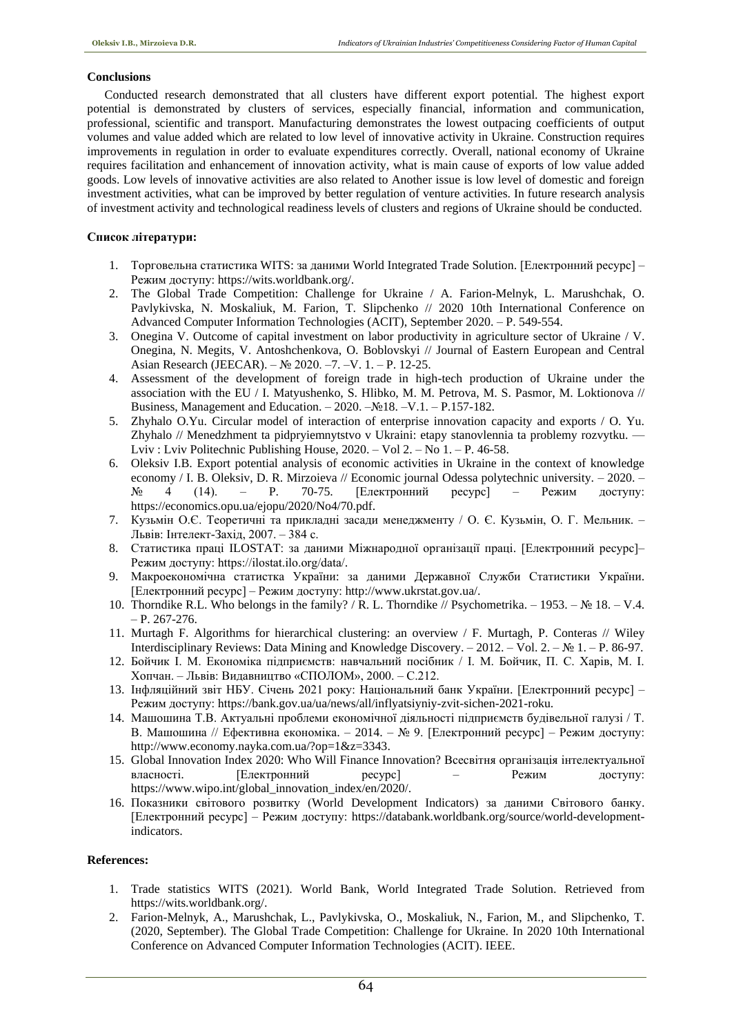### Conclusions

Conducted research demonstrated that all clusters have different export potential. The highest export potential is demonstrated by clusters of services, especially financial, information and communication, professional, scientific and transport. Manufacturing demonstrates the lowest outpacing coefficients of output volumes and value added which are related to low level of innovative activity in Ukraine. Construction requires improvements in regulation in order to evaluate expenditures correctly. Overall, national economy of Ukraine requires facilitation and enhancement of innovation activity, what is main cause of exports of low value added goods. Low levels of innovative activities are also related to Another issue is low level of domestic and foreign investment activities, what can be improved by better regulation of venture activities. In future research analysis of investment activity and technological readiness levels of clusters and regions of Ukraine should be conducted.

### Список літератури:

1. Торговельна статистика WITS: за даними World Integrated Trade Solution. [Електронний ресурс] – Режим доступу: https://wits.worldbank.org/.
2. The Global Trade Competition: Challenge for Ukraine / A. Farion-Melnyk, L. Marushchak, O. Pavlykivska, N. Moskaliuk, M. Farion, T. Slipchenko // 2020 10th International Conference on Advanced Computer Information Technologies (ACIT), September 2020. – P. 549-554.
3. Onegina V. Outcome of capital investment on labor productivity in agriculture sector of Ukraine / V. Onegina, N. Megits, V. Antoshchenkova, O. Boblovskyi // Journal of Eastern European and Central Asian Research (JEECAR). – № 2020. –7. –V. 1. – P. 12-25.
4. Assessment of the development of foreign trade in high-tech production of Ukraine under the association with the EU / I. Matyushenko, S. Hlibko, M. M. Petrova, M. S. Pasmor, M. Loktionova // Business, Management and Education. – 2020. –№18. –V.1. – P.157-182.
5. Zhyhalo O.Yu. Circular model of interaction of enterprise innovation capacity and exports / O. Yu. Zhyhalo // Menedzhment ta pidpryiemnytstvo v Ukraini: etapy stanovlennia ta problemy rozvytku. — Lviv : Lviv Politechnic Publishing House, 2020. – Vol 2. – No 1. – P. 46-58.
6. Oleksiv I.B. Export potential analysis of economic activities in Ukraine in the context of knowledge economy / I. B. Oleksiv, D. R. Mirzoieva // Economic journal Odessa polytechnic university. – 2020. – № 4 (14). – P. 70-75. [Електронний ресурс] – Режим доступу: https://economics.opu.ua/ejopu/2020/No4/70.pdf.
7. Кузьмін О.Є. Теоретичні та прикладні засади менеджменту / О. Є. Кузьмін, О. Г. Мельник. – Львів: Інтелект-Захід, 2007. – 384 с.
8. Статистика праці ILOSTAT: за даними Міжнародної організації праці. [Електронний ресурс]– Режим доступу: https://ilostat.ilo.org/data/.
9. Макроекономічна статистка України: за даними Державної Служби Статистики України. [Електронний ресурс] – Режим доступу: http://www.ukrstat.gov.ua/.
10. Thorndike R.L. Who belongs in the family? / R. L. Thorndike // Psychometrika. – 1953. – № 18. – V.4. – P. 267-276.
11. Murtagh F. Algorithms for hierarchical clustering: an overview / F. Murtagh, P. Conteras // Wiley Interdisciplinary Reviews: Data Mining and Knowledge Discovery. – 2012. – Vol. 2. – № 1. – P. 86-97.
12. Бойчик І. М. Економіка підприємств: навчальний посібник / І. М. Бойчик, П. С. Харів, М. І. Хопчан. – Львів: Видавництво «СПОЛОМ», 2000. – С.212.
13. Інфляційний звіт НБУ. Січень 2021 року: Національний банк України. [Електронний ресурс] – Режим доступу: https://bank.gov.ua/ua/news/all/inflyatsiyniy-zvit-sichen-2021-roku.
14. Машошина Т.В. Актуальні проблеми економічної діяльності підприємств будівельної галузі / Т. В. Машошина // Ефективна економіка. – 2014. – № 9. [Електронний ресурс] – Режим доступу: http://www.economy.nayka.com.ua/?op=1&z=3343.
15. Global Innovation Index 2020: Who Will Finance Innovation? Всесвітня організація інтелектуальної власності. [Електронний ресурс] – Режим доступу: https://www.wipo.int/global_innovation_index/en/2020/.
16. Показники світового розвитку (World Development Indicators) за даними Світового банку. [Електронний ресурс] – Режим доступу: https://databank.worldbank.org/source/world-development-indicators.

### References:

1. Trade statistics WITS (2021). World Bank, World Integrated Trade Solution. Retrieved from https://wits.worldbank.org/.
2. Farion-Melnyk, A., Marushchak, L., Pavlykivska, O., Moskaliuk, N., Farion, M., and Slipchenko, T. (2020, September). The Global Trade Competition: Challenge for Ukraine. In 2020 10th International Conference on Advanced Computer Information Technologies (ACIT). IEEE.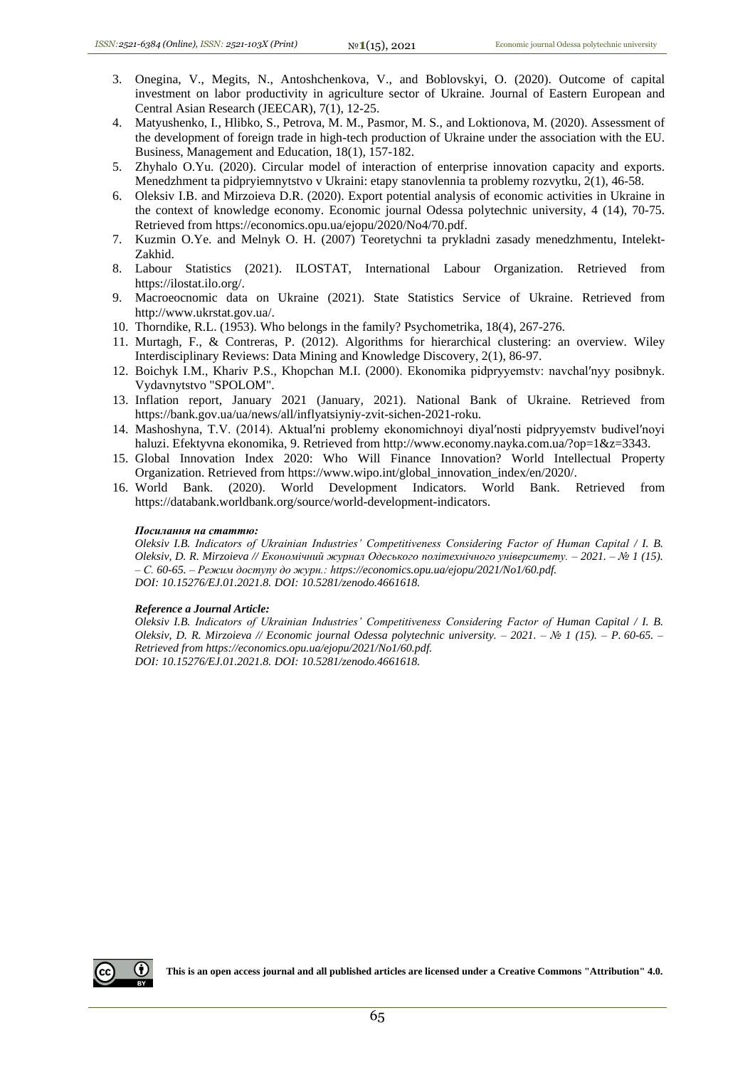3. Onegina, V., Megits, N., Antoshchenkova, V., and Boblovskyi, O. (2020). Outcome of capital investment on labor productivity in agriculture sector of Ukraine. Journal of Eastern European and Central Asian Research (JEECAR), 7(1), 12-25.
4. Matyushenko, I., Hlibko, S., Petrova, M. M., Pasmor, M. S., and Loktionova, M. (2020). Assessment of the development of foreign trade in high-tech production of Ukraine under the association with the EU. Business, Management and Education, 18(1), 157-182.
5. Zhyhalo O.Yu. (2020). Circular model of interaction of enterprise innovation capacity and exports. Menedzhment ta pidpryiemnytstvo v Ukraini: etapy stanovlennia ta problemy rozvytku, 2(1), 46-58.
6. Oleksiv I.B. and Mirzoieva D.R. (2020). Export potential analysis of economic activities in Ukraine in the context of knowledge economy. Economic journal Odessa polytechnic university, 4 (14), 70-75. Retrieved from https://economics.opu.ua/ejopu/2020/No4/70.pdf.
7. Kuzmin O.Ye. and Melnyk O. H. (2007) Teoretychni ta prykladni zasady menedzhmentu, Intelekt-Zakhid.
8. Labour Statistics (2021). ILOSTAT, International Labour Organization. Retrieved from https://ilostat.ilo.org/.
9. Macroeocnomic data on Ukraine (2021). State Statistics Service of Ukraine. Retrieved from http://www.ukrstat.gov.ua/.
10. Thorndike, R.L. (1953). Who belongs in the family? Psychometrika, 18(4), 267-276.
11. Murtagh, F., & Contreras, P. (2012). Algorithms for hierarchical clustering: an overview. Wiley Interdisciplinary Reviews: Data Mining and Knowledge Discovery, 2(1), 86-97.
12. Boichyk I.M., Khariv P.S., Khopchan M.I. (2000). Ekonomika pidpryyemstv: navchalʹnyy posibnyk. Vydavnytstvo "SPOLOM".
13. Inflation report, January 2021 (January, 2021). National Bank of Ukraine. Retrieved from https://bank.gov.ua/ua/news/all/inflyatsiyniy-zvit-sichen-2021-roku.
14. Mashoshyna, T.V. (2014). Aktualʹni problemy ekonomichnoyi diyalʹnosti pidpryyemstv budivelʹnoyi haluzi. Efektyvna ekonomika, 9. Retrieved from http://www.economy.nayka.com.ua/?op=1&z=3343.
15. Global Innovation Index 2020: Who Will Finance Innovation? World Intellectual Property Organization. Retrieved from https://www.wipo.int/global_innovation_index/en/2020/.
16. World Bank. (2020). World Development Indicators. World Bank. Retrieved from https://databank.worldbank.org/source/world-development-indicators.

***Посилання на статтю:***

*Oleksiv I.B. Indicators of Ukrainian Industries' Competitiveness Considering Factor of Human Capital / I. B. Oleksiv, D. R. Mirzoieva // Економічний журнал Одеського політехнічного університету. – 2021. – № 1 (15). – С. 60-65. – Режим доступу до журн.: https://economics.opu.ua/ejopu/2021/No1/60.pdf.*
*DOI: 10.15276/EJ.01.2021.8. DOI: 10.5281/zenodo.4661618.*

***Reference a Journal Article:***

*Oleksiv I.B. Indicators of Ukrainian Industries' Competitiveness Considering Factor of Human Capital / I. B. Oleksiv, D. R. Mirzoieva // Economic journal Odessa polytechnic university. – 2021. – № 1 (15). – P. 60-65. – Retrieved from https://economics.opu.ua/ejopu/2021/No1/60.pdf.*
*DOI: 10.15276/EJ.01.2021.8. DOI: 10.5281/zenodo.4661618.*

**This is an open access journal and all published articles are licensed under a Creative Commons "Attribution" 4.0.**